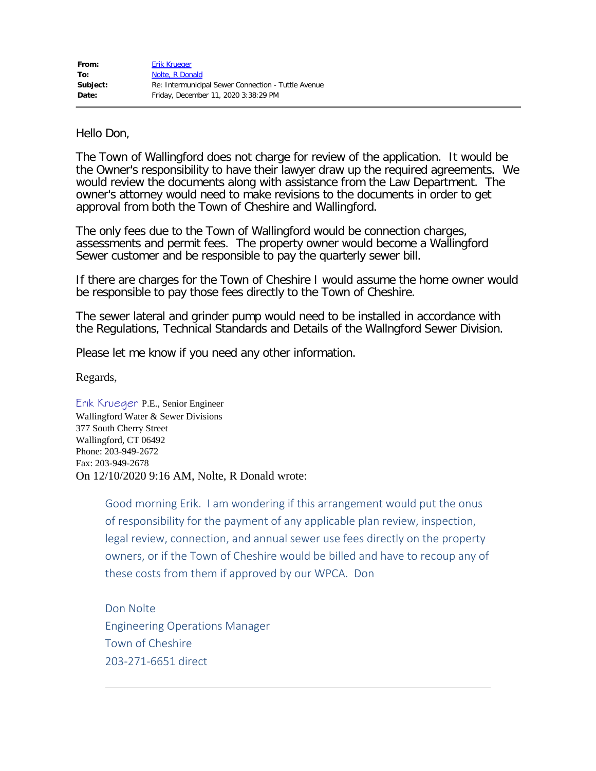| | |
|---|---|
| **From:** | Erik Krueger |
| **To:** | Nolte, R Donald |
| **Subject:** | Re: Intermunicipal Sewer Connection - Tuttle Avenue |
| **Date:** | Friday, December 11, 2020 3:38:29 PM |

---

Hello Don,

The Town of Wallingford does not charge for review of the application. It would be the Owner's responsibility to have their lawyer draw up the required agreements. We would review the documents along with assistance from the Law Department. The owner's attorney would need to make revisions to the documents in order to get approval from both the Town of Cheshire and Wallingford.

The only fees due to the Town of Wallingford would be connection charges, assessments and permit fees. The property owner would become a Wallingford Sewer customer and be responsible to pay the quarterly sewer bill.

If there are charges for the Town of Cheshire I would assume the home owner would be responsible to pay those fees directly to the Town of Cheshire.

The sewer lateral and grinder pump would need to be installed in accordance with the Regulations, Technical Standards and Details of the Wallngford Sewer Division.

Please let me know if you need any other information.

Regards,

Erik Krueger P.E., Senior Engineer
Wallingford Water & Sewer Divisions
377 South Cherry Street
Wallingford, CT 06492
Phone: 203-949-2672
Fax: 203-949-2678

On 12/10/2020 9:16 AM, Nolte, R Donald wrote:

> Good morning Erik. I am wondering if this arrangement would put the onus of responsibility for the payment of any applicable plan review, inspection, legal review, connection, and annual sewer use fees directly on the property owners, or if the Town of Cheshire would be billed and have to recoup any of these costs from them if approved by our WPCA. Don
>
> Don Nolte
> Engineering Operations Manager
> Town of Cheshire
> 203-271-6651 direct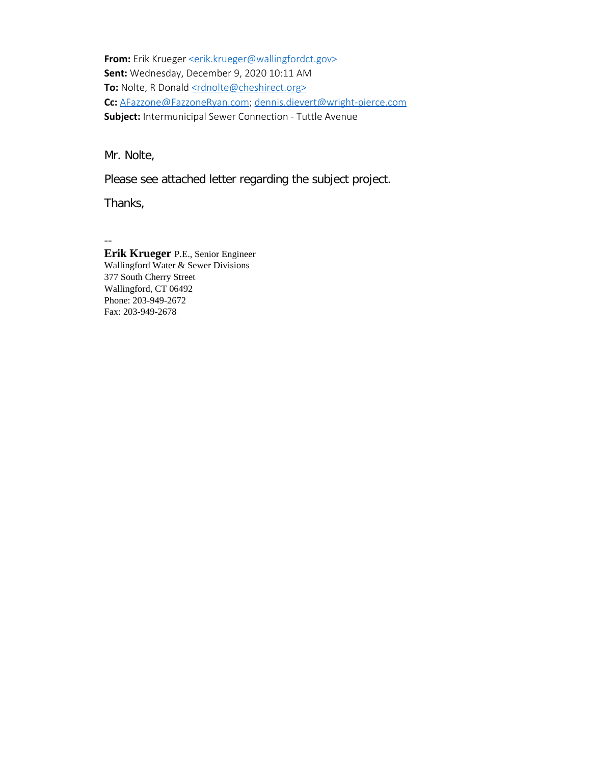**From:** Erik Krueger <erik.krueger@wallingfordct.gov>
**Sent:** Wednesday, December 9, 2020 10:11 AM
**To:** Nolte, R Donald <rdnolte@cheshirect.org>
**Cc:** AFazzone@FazzoneRyan.com; dennis.dievert@wright-pierce.com
**Subject:** Intermunicipal Sewer Connection - Tuttle Avenue

Mr. Nolte,

Please see attached letter regarding the subject project.

Thanks,

--
**Erik Krueger** P.E., Senior Engineer
Wallingford Water & Sewer Divisions
377 South Cherry Street
Wallingford, CT 06492
Phone: 203-949-2672
Fax: 203-949-2678